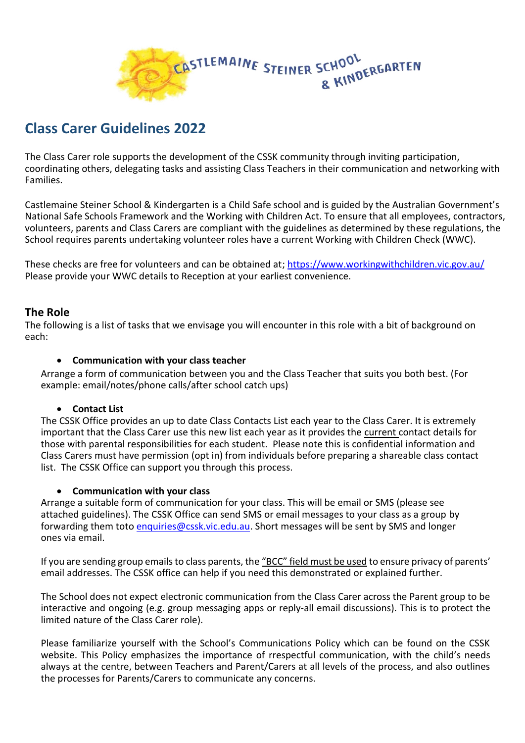CASTLEMAINE STEINER SCHOOL & KINDERGARTEN

# Class Carer Guidelines 2022

The Class Carer role supports the development of the CSSK community through inviting participation, coordinating others, delegating tasks and assisting Class Teachers in their communication and networking with Families.

Castlemaine Steiner School & Kindergarten is a Child Safe school and is guided by the Australian Government's National Safe Schools Framework and the Working with Children Act. To ensure that all employees, contractors, volunteers, parents and Class Carers are compliant with the guidelines as determined by these regulations, the School requires parents undertaking volunteer roles have a current Working with Children Check (WWC).

These checks are free for volunteers and can be obtained at; https://www.workingwithchildren.vic.gov.au/
Please provide your WWC details to Reception at your earliest convenience.

## The Role

The following is a list of tasks that we envisage you will encounter in this role with a bit of background on each:

- **Communication with your class teacher**

Arrange a form of communication between you and the Class Teacher that suits you both best. (For example: email/notes/phone calls/after school catch ups)

- **Contact List**

The CSSK Office provides an up to date Class Contacts List each year to the Class Carer. It is extremely important that the Class Carer use this new list each year as it provides the current contact details for those with parental responsibilities for each student. Please note this is confidential information and Class Carers must have permission (opt in) from individuals before preparing a shareable class contact list. The CSSK Office can support you through this process.

- **Communication with your class**

Arrange a suitable form of communication for your class. This will be email or SMS (please see attached guidelines). The CSSK Office can send SMS or email messages to your class as a group by forwarding them toto enquiries@cssk.vic.edu.au. Short messages will be sent by SMS and longer ones via email.

If you are sending group emails to class parents, the "BCC" field must be used to ensure privacy of parents' email addresses. The CSSK office can help if you need this demonstrated or explained further.

The School does not expect electronic communication from the Class Carer across the Parent group to be interactive and ongoing (e.g. group messaging apps or reply-all email discussions). This is to protect the limited nature of the Class Carer role).

Please familiarize yourself with the School's Communications Policy which can be found on the CSSK website. This Policy emphasizes the importance of rrespectful communication, with the child's needs always at the centre, between Teachers and Parent/Carers at all levels of the process, and also outlines the processes for Parents/Carers to communicate any concerns.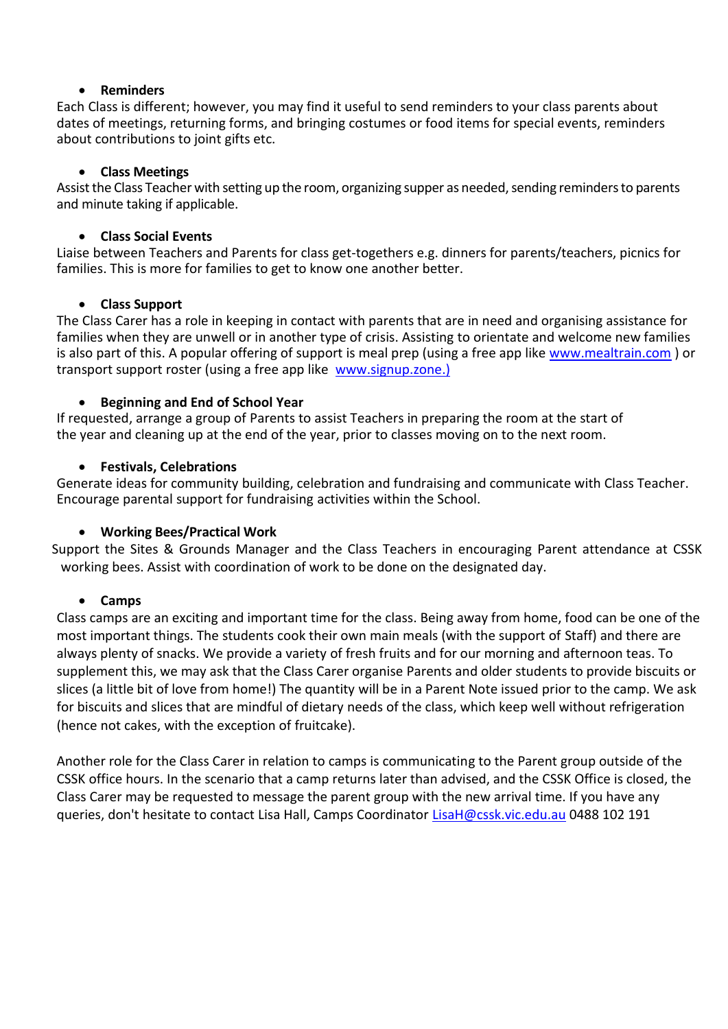- **Reminders**

Each Class is different; however, you may find it useful to send reminders to your class parents about dates of meetings, returning forms, and bringing costumes or food items for special events, reminders about contributions to joint gifts etc.

- **Class Meetings**

Assist the Class Teacher with setting up the room, organizing supper as needed, sending reminders to parents and minute taking if applicable.

- **Class Social Events**

Liaise between Teachers and Parents for class get-togethers e.g. dinners for parents/teachers, picnics for families. This is more for families to get to know one another better.

- **Class Support**

The Class Carer has a role in keeping in contact with parents that are in need and organising assistance for families when they are unwell or in another type of crisis. Assisting to orientate and welcome new families is also part of this. A popular offering of support is meal prep (using a free app like [www.mealtrain.com](www.mealtrain.com) ) or transport support roster (using a free app like [www.signup.zone.)](www.signup.zone)

- **Beginning and End of School Year**

If requested, arrange a group of Parents to assist Teachers in preparing the room at the start of the year and cleaning up at the end of the year, prior to classes moving on to the next room.

- **Festivals, Celebrations**

Generate ideas for community building, celebration and fundraising and communicate with Class Teacher. Encourage parental support for fundraising activities within the School.

- **Working Bees/Practical Work**

Support the Sites & Grounds Manager and the Class Teachers in encouraging Parent attendance at CSSK working bees. Assist with coordination of work to be done on the designated day.

- **Camps**

Class camps are an exciting and important time for the class. Being away from home, food can be one of the most important things. The students cook their own main meals (with the support of Staff) and there are always plenty of snacks. We provide a variety of fresh fruits and for our morning and afternoon teas. To supplement this, we may ask that the Class Carer organise Parents and older students to provide biscuits or slices (a little bit of love from home!) The quantity will be in a Parent Note issued prior to the camp. We ask for biscuits and slices that are mindful of dietary needs of the class, which keep well without refrigeration (hence not cakes, with the exception of fruitcake).

Another role for the Class Carer in relation to camps is communicating to the Parent group outside of the CSSK office hours. In the scenario that a camp returns later than advised, and the CSSK Office is closed, the Class Carer may be requested to message the parent group with the new arrival time. If you have any queries, don't hesitate to contact Lisa Hall, Camps Coordinator [LisaH@cssk.vic.edu.au](mailto:LisaH@cssk.vic.edu.au) 0488 102 191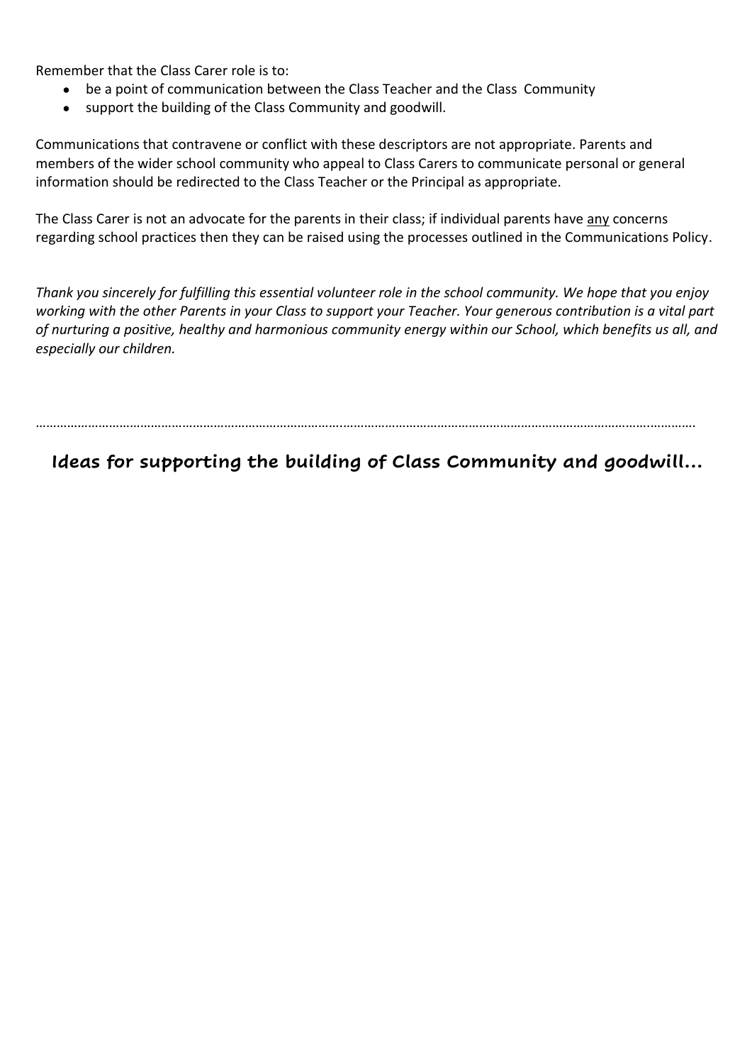Remember that the Class Carer role is to:

- be a point of communication between the Class Teacher and the Class Community
- support the building of the Class Community and goodwill.

Communications that contravene or conflict with these descriptors are not appropriate. Parents and members of the wider school community who appeal to Class Carers to communicate personal or general information should be redirected to the Class Teacher or the Principal as appropriate.

The Class Carer is not an advocate for the parents in their class; if individual parents have <u>any</u> concerns regarding school practices then they can be raised using the processes outlined in the Communications Policy.

*Thank you sincerely for fulfilling this essential volunteer role in the school community. We hope that you enjoy working with the other Parents in your Class to support your Teacher. Your generous contribution is a vital part of nurturing a positive, healthy and harmonious community energy within our School, which benefits us all, and especially our children.*

…………………………………………………………………………………………………………………………………………………………………

## Ideas for supporting the building of Class Community and goodwill…